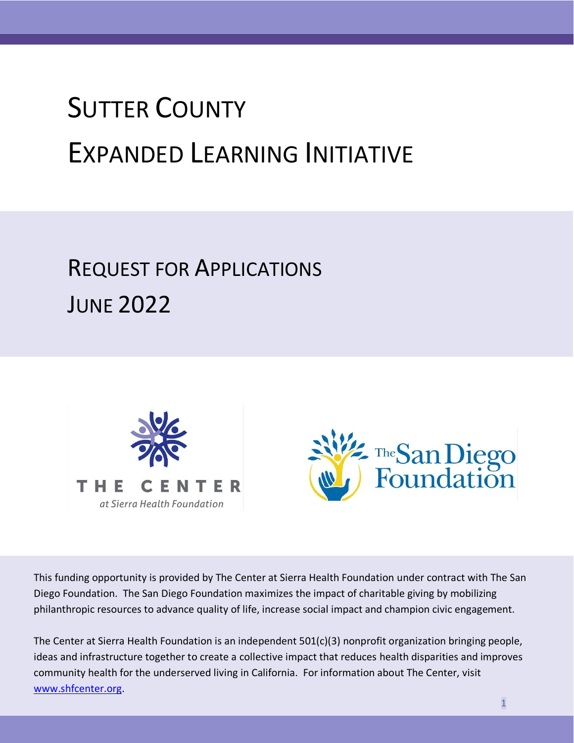# Sutter County

# Expanded Learning Initiative

## Request for Applications

## June 2022

THE CENTER

*at Sierra Health Foundation*

The San Diego Foundation

This funding opportunity is provided by The Center at Sierra Health Foundation under contract with The San Diego Foundation. The San Diego Foundation maximizes the impact of charitable giving by mobilizing philanthropic resources to advance quality of life, increase social impact and champion civic engagement.

The Center at Sierra Health Foundation is an independent 501(c)(3) nonprofit organization bringing people, ideas and infrastructure together to create a collective impact that reduces health disparities and improves community health for the underserved living in California. For information about The Center, visit [www.shfcenter.org](http://www.shfcenter.org).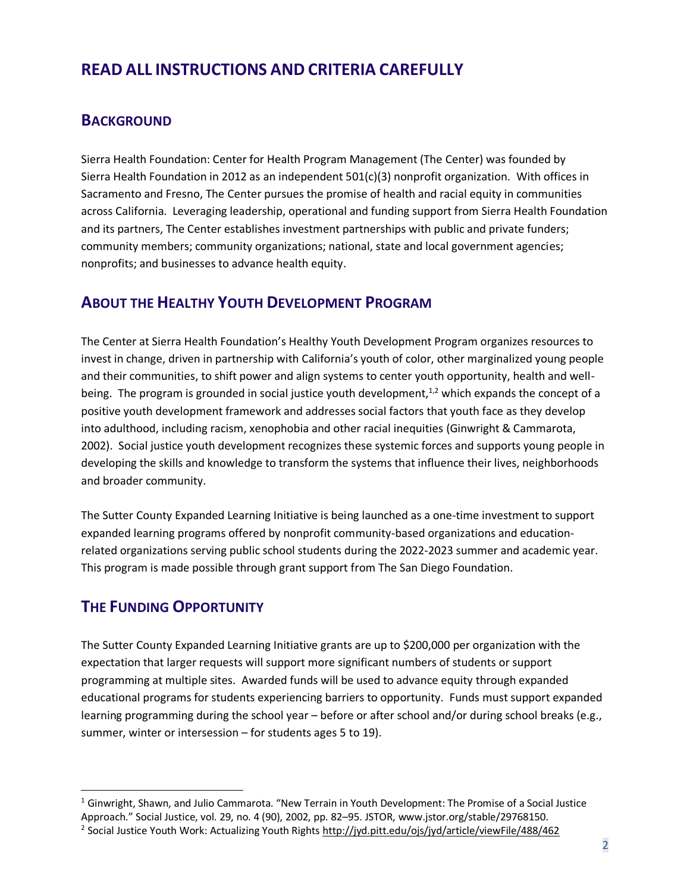# READ ALL INSTRUCTIONS AND CRITERIA CAREFULLY

## BACKGROUND

Sierra Health Foundation: Center for Health Program Management (The Center) was founded by Sierra Health Foundation in 2012 as an independent 501(c)(3) nonprofit organization. With offices in Sacramento and Fresno, The Center pursues the promise of health and racial equity in communities across California. Leveraging leadership, operational and funding support from Sierra Health Foundation and its partners, The Center establishes investment partnerships with public and private funders; community members; community organizations; national, state and local government agencies; nonprofits; and businesses to advance health equity.

## ABOUT THE HEALTHY YOUTH DEVELOPMENT PROGRAM

The Center at Sierra Health Foundation's Healthy Youth Development Program organizes resources to invest in change, driven in partnership with California's youth of color, other marginalized young people and their communities, to shift power and align systems to center youth opportunity, health and well-being. The program is grounded in social justice youth development,[1,2] which expands the concept of a positive youth development framework and addresses social factors that youth face as they develop into adulthood, including racism, xenophobia and other racial inequities (Ginwright & Cammarota, 2002). Social justice youth development recognizes these systemic forces and supports young people in developing the skills and knowledge to transform the systems that influence their lives, neighborhoods and broader community.

The Sutter County Expanded Learning Initiative is being launched as a one-time investment to support expanded learning programs offered by nonprofit community-based organizations and education-related organizations serving public school students during the 2022-2023 summer and academic year. This program is made possible through grant support from The San Diego Foundation.

## THE FUNDING OPPORTUNITY

The Sutter County Expanded Learning Initiative grants are up to $200,000 per organization with the expectation that larger requests will support more significant numbers of students or support programming at multiple sites. Awarded funds will be used to advance equity through expanded educational programs for students experiencing barriers to opportunity. Funds must support expanded learning programming during the school year – before or after school and/or during school breaks (e.g., summer, winter or intersession – for students ages 5 to 19).

---

[1] Ginwright, Shawn, and Julio Cammarota. "New Terrain in Youth Development: The Promise of a Social Justice Approach." Social Justice, vol. 29, no. 4 (90), 2002, pp. 82–95. JSTOR, www.jstor.org/stable/29768150.

[2] Social Justice Youth Work: Actualizing Youth Rights http://jyd.pitt.edu/ojs/jyd/article/viewFile/488/462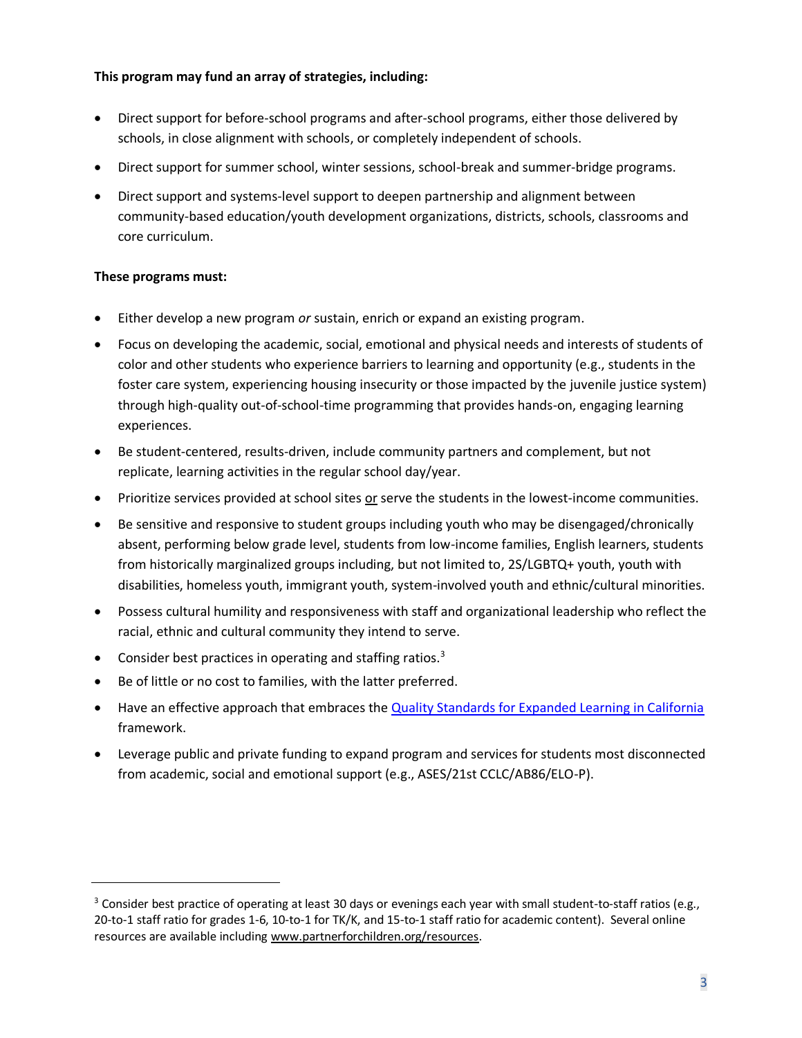**This program may fund an array of strategies, including:**

- Direct support for before-school programs and after-school programs, either those delivered by schools, in close alignment with schools, or completely independent of schools.
- Direct support for summer school, winter sessions, school-break and summer-bridge programs.
- Direct support and systems-level support to deepen partnership and alignment between community-based education/youth development organizations, districts, schools, classrooms and core curriculum.

**These programs must:**

- Either develop a new program *or* sustain, enrich or expand an existing program.
- Focus on developing the academic, social, emotional and physical needs and interests of students of color and other students who experience barriers to learning and opportunity (e.g., students in the foster care system, experiencing housing insecurity or those impacted by the juvenile justice system) through high-quality out-of-school-time programming that provides hands-on, engaging learning experiences.
- Be student-centered, results-driven, include community partners and complement, but not replicate, learning activities in the regular school day/year.
- Prioritize services provided at school sites <u>or</u> serve the students in the lowest-income communities.
- Be sensitive and responsive to student groups including youth who may be disengaged/chronically absent, performing below grade level, students from low-income families, English learners, students from historically marginalized groups including, but not limited to, 2S/LGBTQ+ youth, youth with disabilities, homeless youth, immigrant youth, system-involved youth and ethnic/cultural minorities.
- Possess cultural humility and responsiveness with staff and organizational leadership who reflect the racial, ethnic and cultural community they intend to serve.
- Consider best practices in operating and staffing ratios.[3]
- Be of little or no cost to families, with the latter preferred.
- Have an effective approach that embraces the [Quality Standards for Expanded Learning in California]() framework.
- Leverage public and private funding to expand program and services for students most disconnected from academic, social and emotional support (e.g., ASES/21st CCLC/AB86/ELO-P).

---

[3] Consider best practice of operating at least 30 days or evenings each year with small student-to-staff ratios (e.g., 20-to-1 staff ratio for grades 1-6, 10-to-1 for TK/K, and 15-to-1 staff ratio for academic content). Several online resources are available including www.partnerforchildren.org/resources.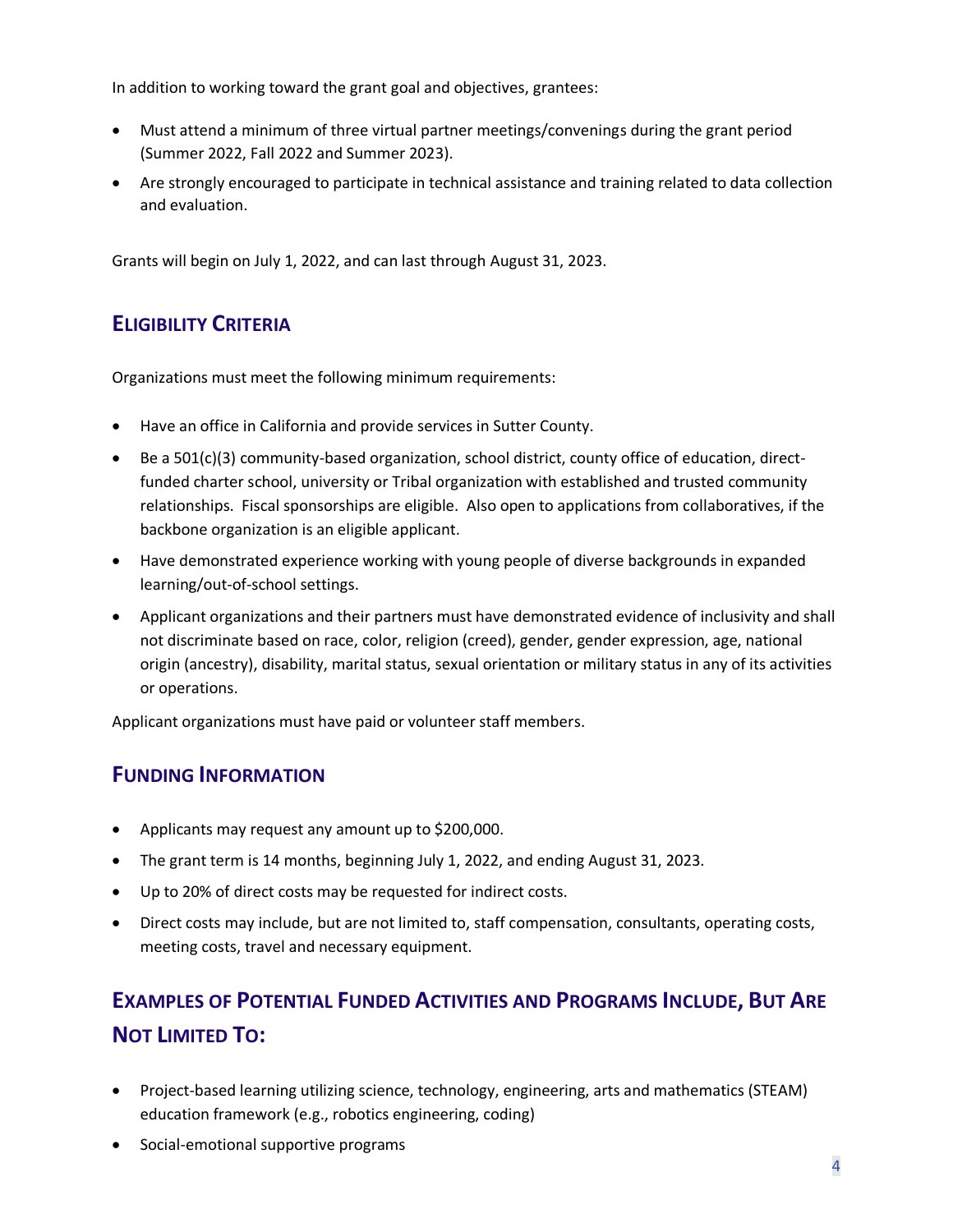In addition to working toward the grant goal and objectives, grantees:

- Must attend a minimum of three virtual partner meetings/convenings during the grant period (Summer 2022, Fall 2022 and Summer 2023).
- Are strongly encouraged to participate in technical assistance and training related to data collection and evaluation.

Grants will begin on July 1, 2022, and can last through August 31, 2023.

## Eligibility Criteria

Organizations must meet the following minimum requirements:

- Have an office in California and provide services in Sutter County.
- Be a 501(c)(3) community-based organization, school district, county office of education, direct-funded charter school, university or Tribal organization with established and trusted community relationships. Fiscal sponsorships are eligible. Also open to applications from collaboratives, if the backbone organization is an eligible applicant.
- Have demonstrated experience working with young people of diverse backgrounds in expanded learning/out-of-school settings.
- Applicant organizations and their partners must have demonstrated evidence of inclusivity and shall not discriminate based on race, color, religion (creed), gender, gender expression, age, national origin (ancestry), disability, marital status, sexual orientation or military status in any of its activities or operations.

Applicant organizations must have paid or volunteer staff members.

## Funding Information

- Applicants may request any amount up to $200,000.
- The grant term is 14 months, beginning July 1, 2022, and ending August 31, 2023.
- Up to 20% of direct costs may be requested for indirect costs.
- Direct costs may include, but are not limited to, staff compensation, consultants, operating costs, meeting costs, travel and necessary equipment.

## Examples of Potential Funded Activities and Programs Include, But Are Not Limited To:

- Project-based learning utilizing science, technology, engineering, arts and mathematics (STEAM) education framework (e.g., robotics engineering, coding)
- Social-emotional supportive programs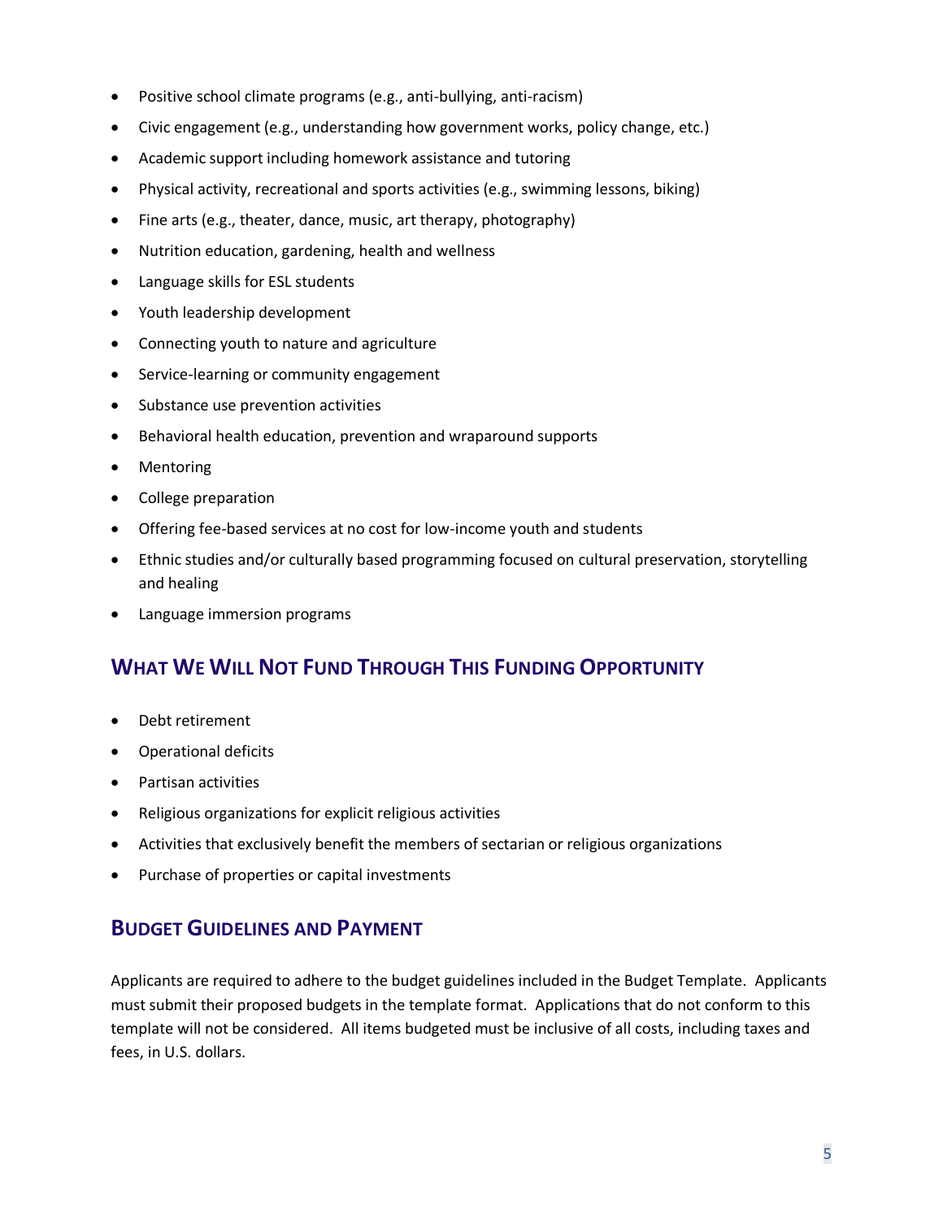- Positive school climate programs (e.g., anti-bullying, anti-racism)
- Civic engagement (e.g., understanding how government works, policy change, etc.)
- Academic support including homework assistance and tutoring
- Physical activity, recreational and sports activities (e.g., swimming lessons, biking)
- Fine arts (e.g., theater, dance, music, art therapy, photography)
- Nutrition education, gardening, health and wellness
- Language skills for ESL students
- Youth leadership development
- Connecting youth to nature and agriculture
- Service-learning or community engagement
- Substance use prevention activities
- Behavioral health education, prevention and wraparound supports
- Mentoring
- College preparation
- Offering fee-based services at no cost for low-income youth and students
- Ethnic studies and/or culturally based programming focused on cultural preservation, storytelling and healing
- Language immersion programs

## What We Will Not Fund Through This Funding Opportunity

- Debt retirement
- Operational deficits
- Partisan activities
- Religious organizations for explicit religious activities
- Activities that exclusively benefit the members of sectarian or religious organizations
- Purchase of properties or capital investments

## Budget Guidelines and Payment

Applicants are required to adhere to the budget guidelines included in the Budget Template. Applicants must submit their proposed budgets in the template format. Applications that do not conform to this template will not be considered. All items budgeted must be inclusive of all costs, including taxes and fees, in U.S. dollars.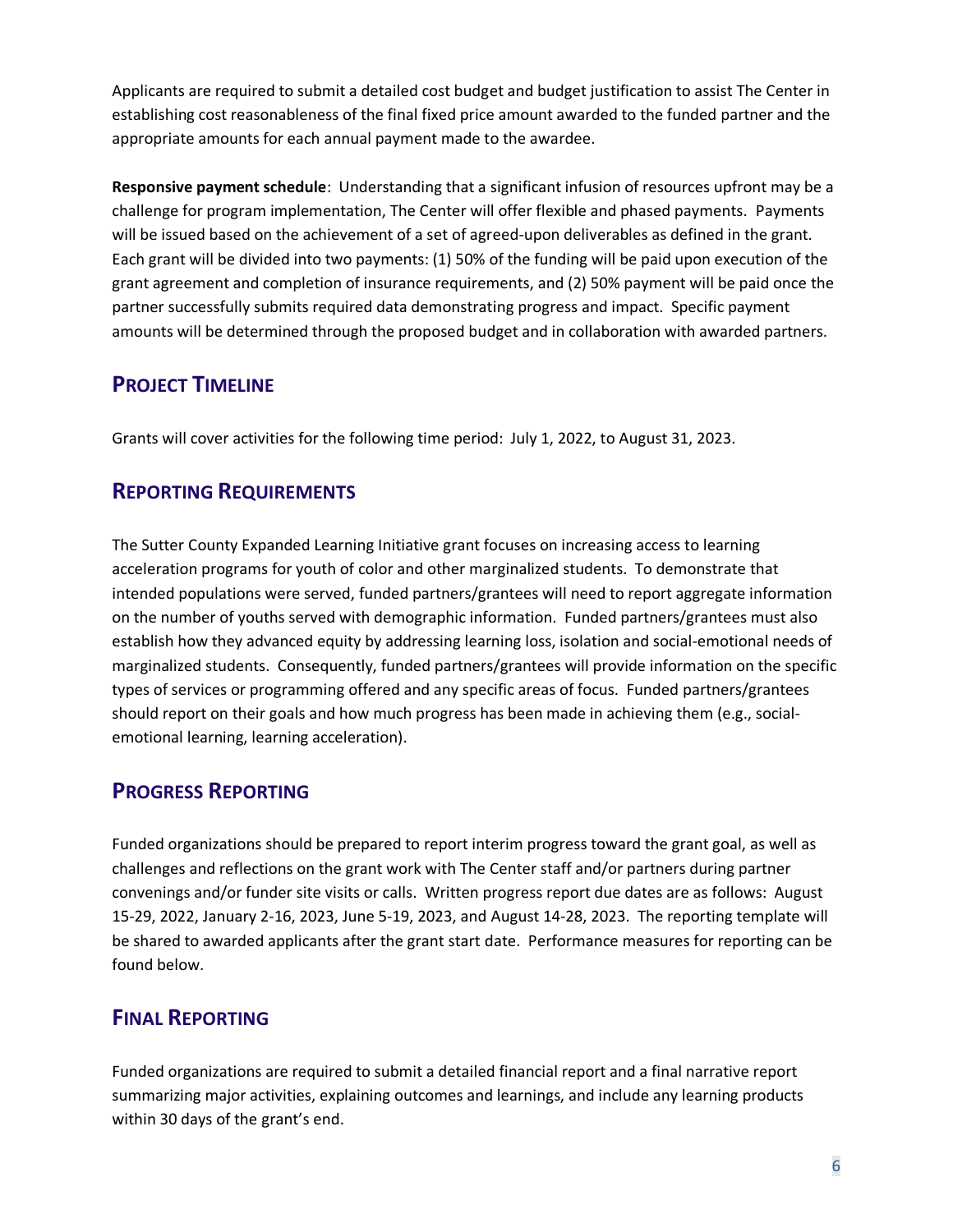Applicants are required to submit a detailed cost budget and budget justification to assist The Center in establishing cost reasonableness of the final fixed price amount awarded to the funded partner and the appropriate amounts for each annual payment made to the awardee.

**Responsive payment schedule**: Understanding that a significant infusion of resources upfront may be a challenge for program implementation, The Center will offer flexible and phased payments. Payments will be issued based on the achievement of a set of agreed-upon deliverables as defined in the grant. Each grant will be divided into two payments: (1) 50% of the funding will be paid upon execution of the grant agreement and completion of insurance requirements, and (2) 50% payment will be paid once the partner successfully submits required data demonstrating progress and impact. Specific payment amounts will be determined through the proposed budget and in collaboration with awarded partners.

## Project Timeline

Grants will cover activities for the following time period: July 1, 2022, to August 31, 2023.

## Reporting Requirements

The Sutter County Expanded Learning Initiative grant focuses on increasing access to learning acceleration programs for youth of color and other marginalized students. To demonstrate that intended populations were served, funded partners/grantees will need to report aggregate information on the number of youths served with demographic information. Funded partners/grantees must also establish how they advanced equity by addressing learning loss, isolation and social-emotional needs of marginalized students. Consequently, funded partners/grantees will provide information on the specific types of services or programming offered and any specific areas of focus. Funded partners/grantees should report on their goals and how much progress has been made in achieving them (e.g., social-emotional learning, learning acceleration).

## Progress Reporting

Funded organizations should be prepared to report interim progress toward the grant goal, as well as challenges and reflections on the grant work with The Center staff and/or partners during partner convenings and/or funder site visits or calls. Written progress report due dates are as follows: August 15-29, 2022, January 2-16, 2023, June 5-19, 2023, and August 14-28, 2023. The reporting template will be shared to awarded applicants after the grant start date. Performance measures for reporting can be found below.

## Final Reporting

Funded organizations are required to submit a detailed financial report and a final narrative report summarizing major activities, explaining outcomes and learnings, and include any learning products within 30 days of the grant's end.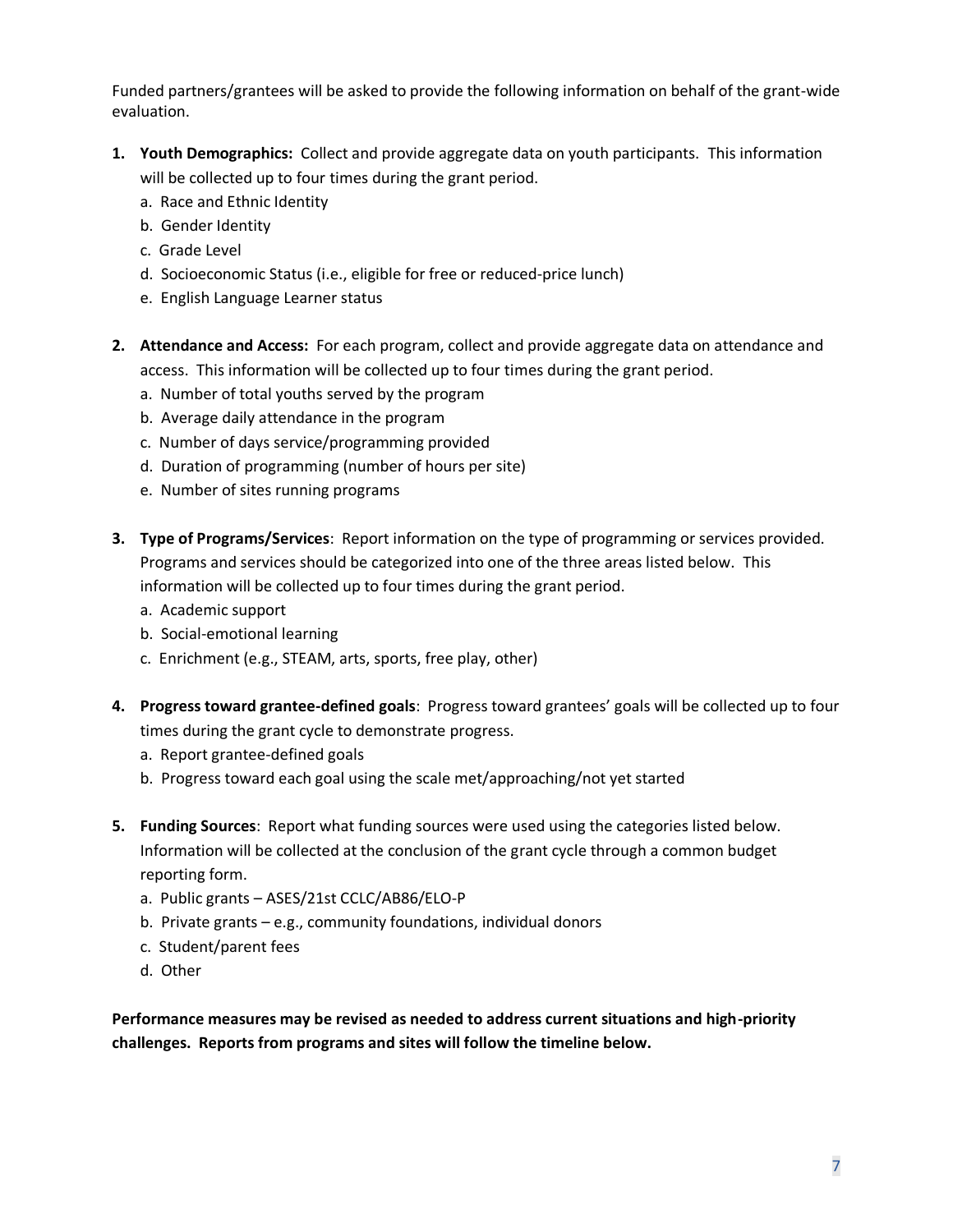Funded partners/grantees will be asked to provide the following information on behalf of the grant-wide evaluation.

1. **Youth Demographics:** Collect and provide aggregate data on youth participants. This information will be collected up to four times during the grant period.
   a. Race and Ethnic Identity
   b. Gender Identity
   c. Grade Level
   d. Socioeconomic Status (i.e., eligible for free or reduced-price lunch)
   e. English Language Learner status

2. **Attendance and Access:** For each program, collect and provide aggregate data on attendance and access. This information will be collected up to four times during the grant period.
   a. Number of total youths served by the program
   b. Average daily attendance in the program
   c. Number of days service/programming provided
   d. Duration of programming (number of hours per site)
   e. Number of sites running programs

3. **Type of Programs/Services**: Report information on the type of programming or services provided. Programs and services should be categorized into one of the three areas listed below. This information will be collected up to four times during the grant period.
   a. Academic support
   b. Social-emotional learning
   c. Enrichment (e.g., STEAM, arts, sports, free play, other)

4. **Progress toward grantee-defined goals**: Progress toward grantees' goals will be collected up to four times during the grant cycle to demonstrate progress.
   a. Report grantee-defined goals
   b. Progress toward each goal using the scale met/approaching/not yet started

5. **Funding Sources**: Report what funding sources were used using the categories listed below. Information will be collected at the conclusion of the grant cycle through a common budget reporting form.
   a. Public grants – ASES/21st CCLC/AB86/ELO-P
   b. Private grants – e.g., community foundations, individual donors
   c. Student/parent fees
   d. Other

**Performance measures may be revised as needed to address current situations and high-priority challenges. Reports from programs and sites will follow the timeline below.**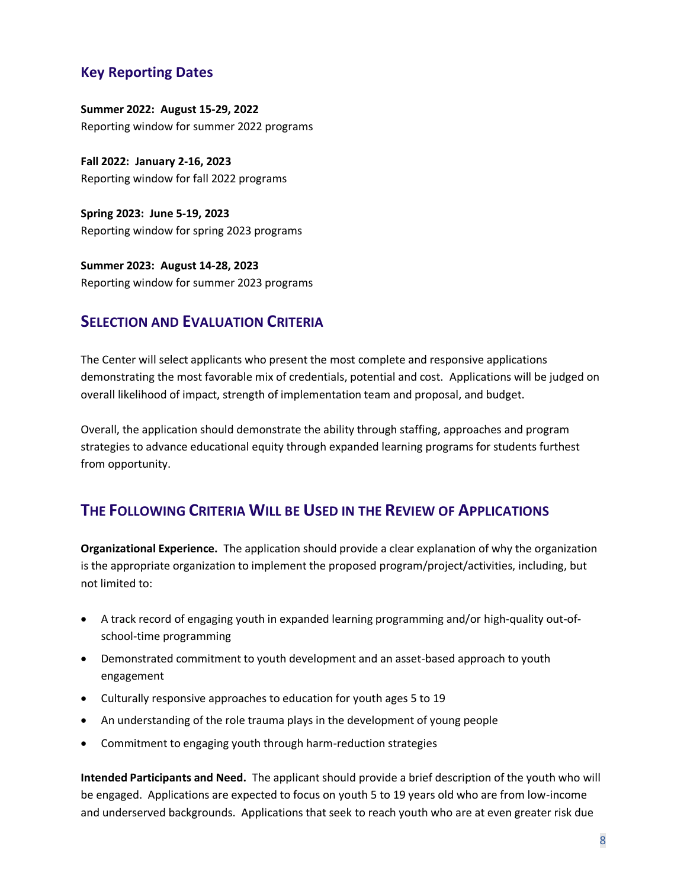## Key Reporting Dates

**Summer 2022: August 15-29, 2022**
Reporting window for summer 2022 programs

**Fall 2022: January 2-16, 2023**
Reporting window for fall 2022 programs

**Spring 2023: June 5-19, 2023**
Reporting window for spring 2023 programs

**Summer 2023: August 14-28, 2023**
Reporting window for summer 2023 programs

## Selection and Evaluation Criteria

The Center will select applicants who present the most complete and responsive applications demonstrating the most favorable mix of credentials, potential and cost. Applications will be judged on overall likelihood of impact, strength of implementation team and proposal, and budget.

Overall, the application should demonstrate the ability through staffing, approaches and program strategies to advance educational equity through expanded learning programs for students furthest from opportunity.

## The Following Criteria Will be Used in the Review of Applications

**Organizational Experience.** The application should provide a clear explanation of why the organization is the appropriate organization to implement the proposed program/project/activities, including, but not limited to:

- A track record of engaging youth in expanded learning programming and/or high-quality out-of-school-time programming
- Demonstrated commitment to youth development and an asset-based approach to youth engagement
- Culturally responsive approaches to education for youth ages 5 to 19
- An understanding of the role trauma plays in the development of young people
- Commitment to engaging youth through harm-reduction strategies

**Intended Participants and Need.** The applicant should provide a brief description of the youth who will be engaged. Applications are expected to focus on youth 5 to 19 years old who are from low-income and underserved backgrounds. Applications that seek to reach youth who are at even greater risk due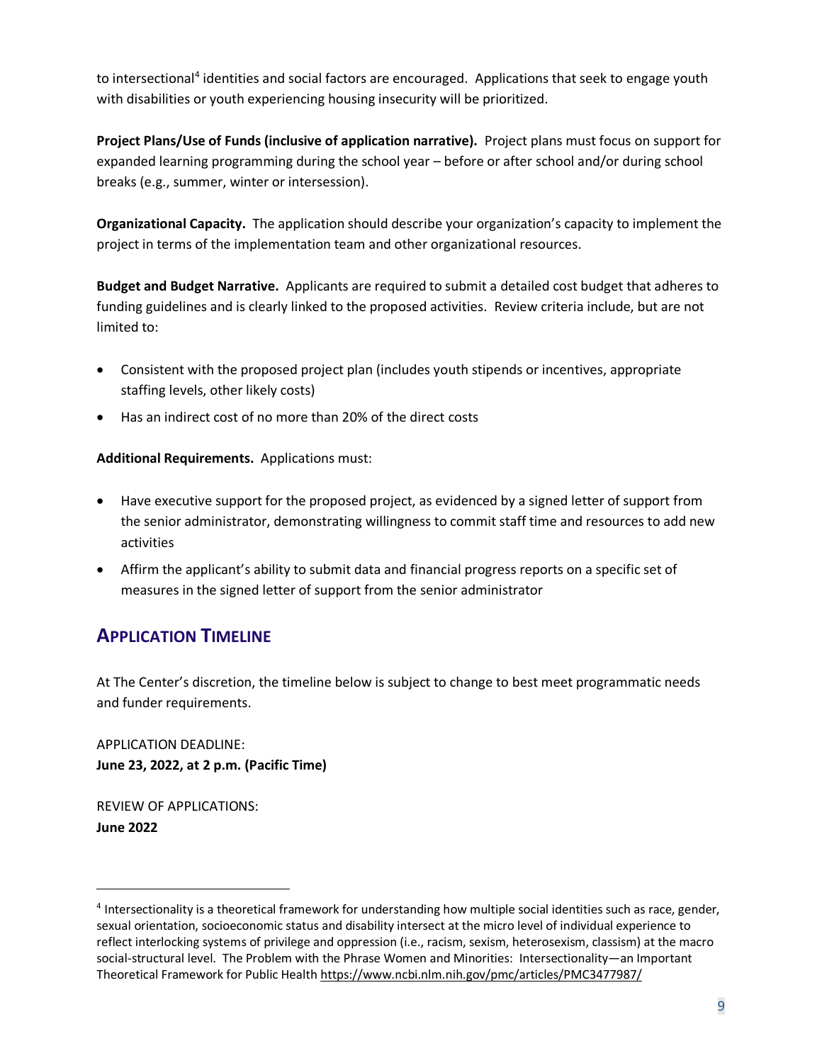to intersectional[4] identities and social factors are encouraged. Applications that seek to engage youth with disabilities or youth experiencing housing insecurity will be prioritized.

**Project Plans/Use of Funds (inclusive of application narrative).** Project plans must focus on support for expanded learning programming during the school year – before or after school and/or during school breaks (e.g., summer, winter or intersession).

**Organizational Capacity.** The application should describe your organization's capacity to implement the project in terms of the implementation team and other organizational resources.

**Budget and Budget Narrative.** Applicants are required to submit a detailed cost budget that adheres to funding guidelines and is clearly linked to the proposed activities. Review criteria include, but are not limited to:

- Consistent with the proposed project plan (includes youth stipends or incentives, appropriate staffing levels, other likely costs)
- Has an indirect cost of no more than 20% of the direct costs

**Additional Requirements.** Applications must:

- Have executive support for the proposed project, as evidenced by a signed letter of support from the senior administrator, demonstrating willingness to commit staff time and resources to add new activities
- Affirm the applicant's ability to submit data and financial progress reports on a specific set of measures in the signed letter of support from the senior administrator

## APPLICATION TIMELINE

At The Center's discretion, the timeline below is subject to change to best meet programmatic needs and funder requirements.

APPLICATION DEADLINE:
**June 23, 2022, at 2 p.m. (Pacific Time)**

REVIEW OF APPLICATIONS:
**June 2022**

---

[4] Intersectionality is a theoretical framework for understanding how multiple social identities such as race, gender, sexual orientation, socioeconomic status and disability intersect at the micro level of individual experience to reflect interlocking systems of privilege and oppression (i.e., racism, sexism, heterosexism, classism) at the macro social-structural level. The Problem with the Phrase Women and Minorities: Intersectionality—an Important Theoretical Framework for Public Health https://www.ncbi.nlm.nih.gov/pmc/articles/PMC3477987/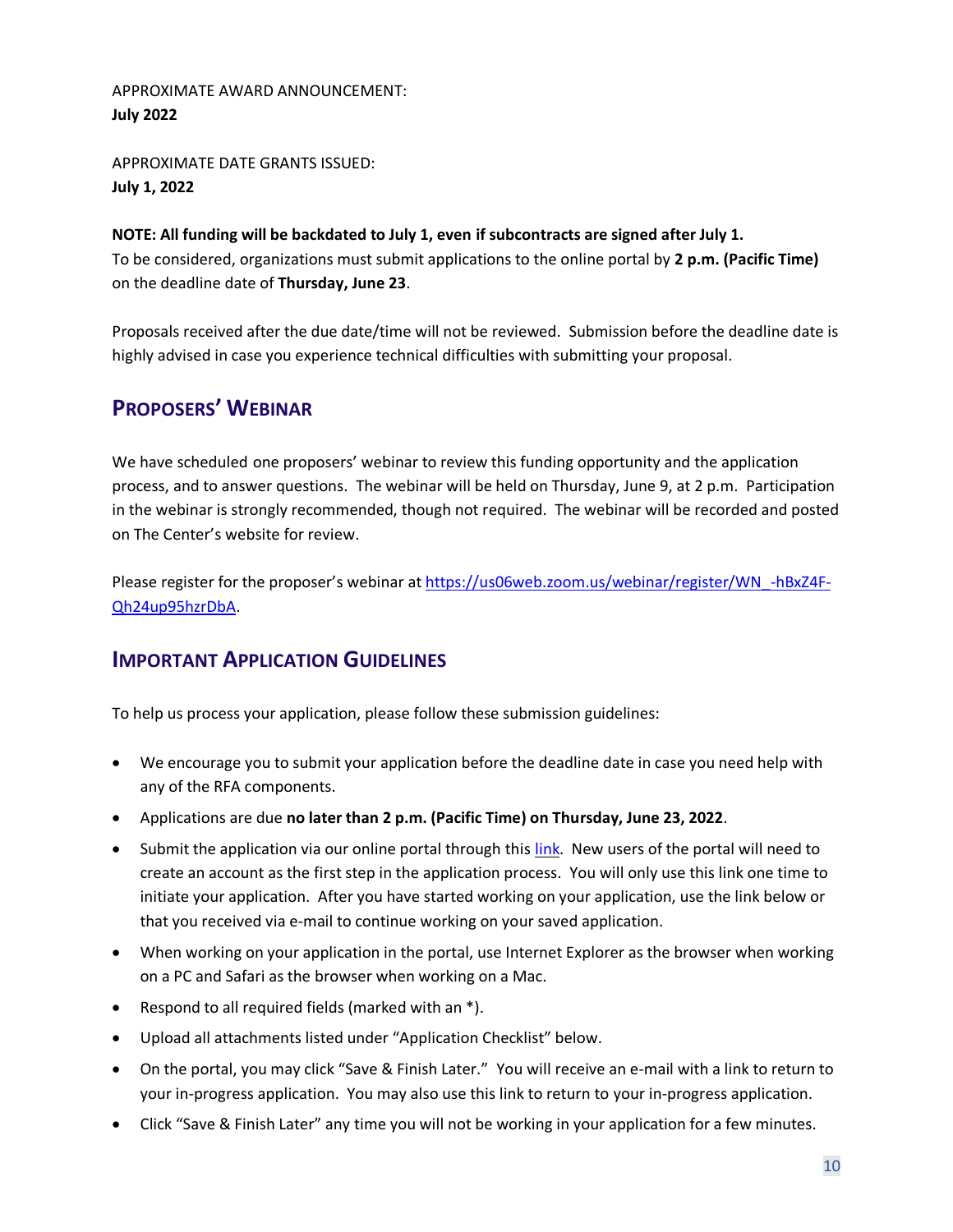APPROXIMATE AWARD ANNOUNCEMENT:
**July 2022**

APPROXIMATE DATE GRANTS ISSUED:
**July 1, 2022**

**NOTE: All funding will be backdated to July 1, even if subcontracts are signed after July 1.**
To be considered, organizations must submit applications to the online portal by **2 p.m. (Pacific Time)** on the deadline date of **Thursday, June 23**.

Proposals received after the due date/time will not be reviewed. Submission before the deadline date is highly advised in case you experience technical difficulties with submitting your proposal.

## Proposers' Webinar

We have scheduled one proposers' webinar to review this funding opportunity and the application process, and to answer questions. The webinar will be held on Thursday, June 9, at 2 p.m. Participation in the webinar is strongly recommended, though not required. The webinar will be recorded and posted on The Center's website for review.

Please register for the proposer's webinar at [https://us06web.zoom.us/webinar/register/WN_-hBxZ4F-Qh24up95hzrDbA](https://us06web.zoom.us/webinar/register/WN_-hBxZ4F-Qh24up95hzrDbA).

## Important Application Guidelines

To help us process your application, please follow these submission guidelines:

- We encourage you to submit your application before the deadline date in case you need help with any of the RFA components.
- Applications are due **no later than 2 p.m. (Pacific Time) on Thursday, June 23, 2022**.
- Submit the application via our online portal through this link. New users of the portal will need to create an account as the first step in the application process. You will only use this link one time to initiate your application. After you have started working on your application, use the link below or that you received via e-mail to continue working on your saved application.
- When working on your application in the portal, use Internet Explorer as the browser when working on a PC and Safari as the browser when working on a Mac.
- Respond to all required fields (marked with an *).
- Upload all attachments listed under "Application Checklist" below.
- On the portal, you may click "Save & Finish Later." You will receive an e-mail with a link to return to your in-progress application. You may also use this link to return to your in-progress application.
- Click "Save & Finish Later" any time you will not be working in your application for a few minutes.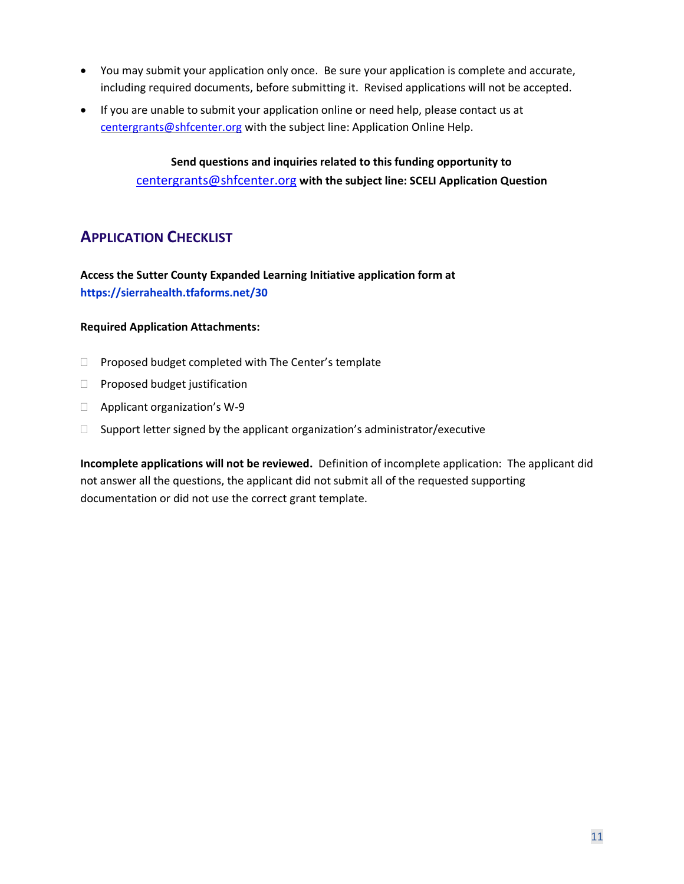- You may submit your application only once. Be sure your application is complete and accurate, including required documents, before submitting it. Revised applications will not be accepted.
- If you are unable to submit your application online or need help, please contact us at centergrants@shfcenter.org with the subject line: Application Online Help.

**Send questions and inquiries related to this funding opportunity to centergrants@shfcenter.org with the subject line: SCELI Application Question**

## Application Checklist

**Access the Sutter County Expanded Learning Initiative application form at https://sierrahealth.tfaforms.net/30**

**Required Application Attachments:**

- ☐ Proposed budget completed with The Center's template
- ☐ Proposed budget justification
- ☐ Applicant organization's W-9
- ☐ Support letter signed by the applicant organization's administrator/executive

**Incomplete applications will not be reviewed.** Definition of incomplete application: The applicant did not answer all the questions, the applicant did not submit all of the requested supporting documentation or did not use the correct grant template.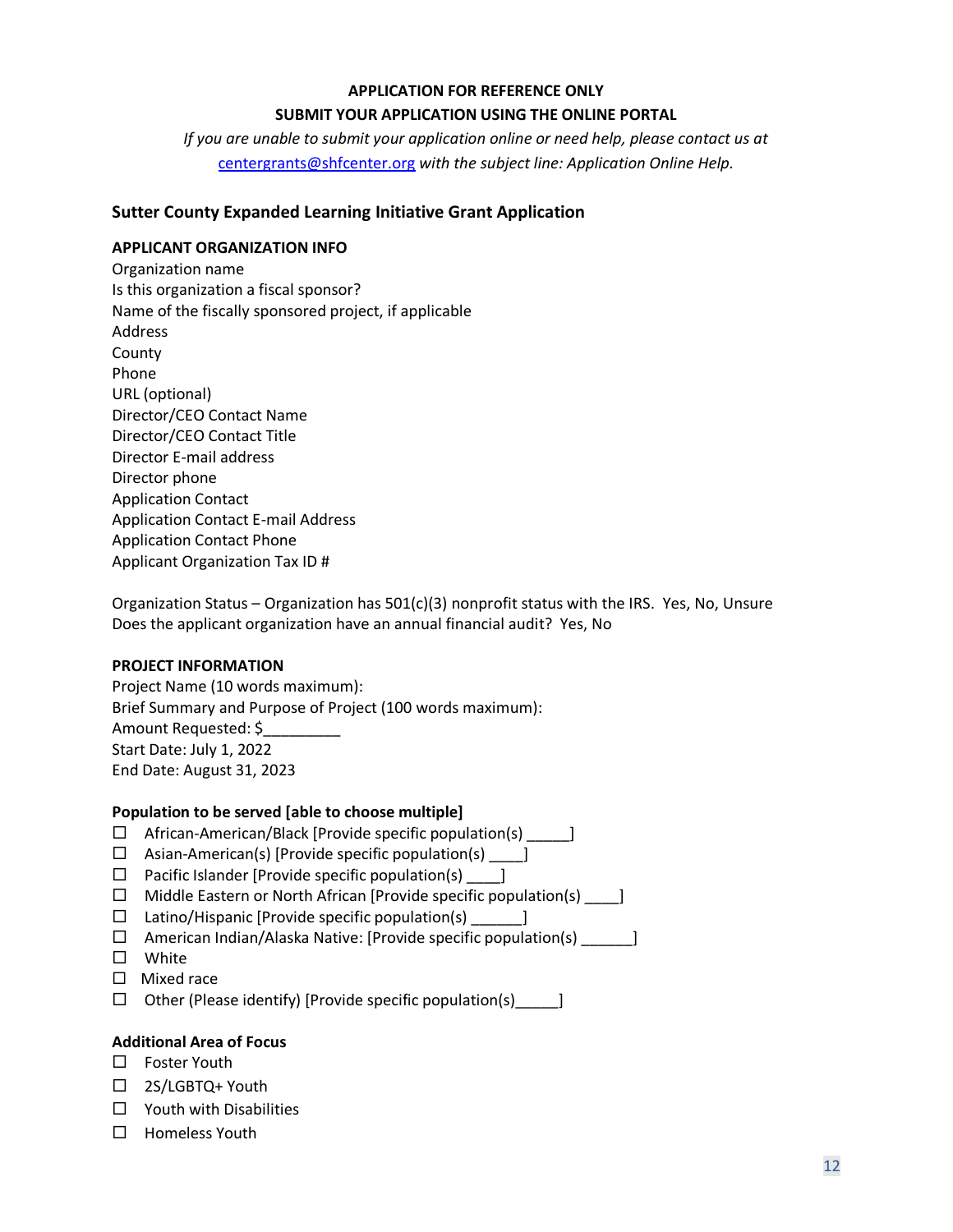**APPLICATION FOR REFERENCE ONLY**

**SUBMIT YOUR APPLICATION USING THE ONLINE PORTAL**

*If you are unable to submit your application online or need help, please contact us at* centergrants@shfcenter.org *with the subject line: Application Online Help.*

## Sutter County Expanded Learning Initiative Grant Application

### APPLICANT ORGANIZATION INFO

Organization name
Is this organization a fiscal sponsor?
Name of the fiscally sponsored project, if applicable
Address
County
Phone
URL (optional)
Director/CEO Contact Name
Director/CEO Contact Title
Director E-mail address
Director phone
Application Contact
Application Contact E-mail Address
Application Contact Phone
Applicant Organization Tax ID #

Organization Status – Organization has 501(c)(3) nonprofit status with the IRS. Yes, No, Unsure
Does the applicant organization have an annual financial audit? Yes, No

### PROJECT INFORMATION

Project Name (10 words maximum):
Brief Summary and Purpose of Project (100 words maximum):
Amount Requested: $_________
Start Date: July 1, 2022
End Date: August 31, 2023

### Population to be served [able to choose multiple]

- ☐ African-American/Black [Provide specific population(s) _____]
- ☐ Asian-American(s) [Provide specific population(s) ____]
- ☐ Pacific Islander [Provide specific population(s) ____]
- ☐ Middle Eastern or North African [Provide specific population(s) ____]
- ☐ Latino/Hispanic [Provide specific population(s) ______]
- ☐ American Indian/Alaska Native: [Provide specific population(s) ______]
- ☐ White
- ☐ Mixed race
- ☐ Other (Please identify) [Provide specific population(s)_____]

### Additional Area of Focus

- ☐ Foster Youth
- ☐ 2S/LGBTQ+ Youth
- ☐ Youth with Disabilities
- ☐ Homeless Youth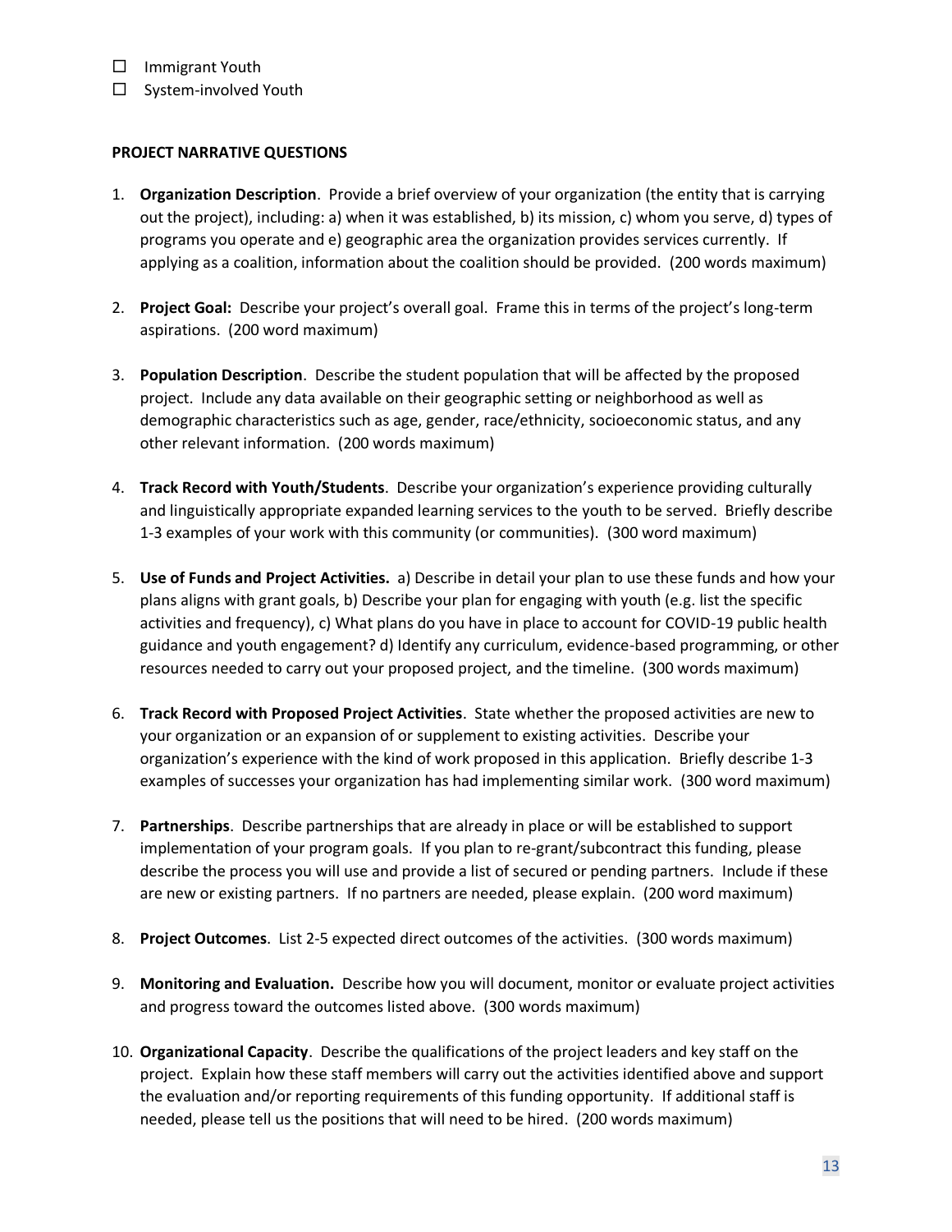- ☐ Immigrant Youth
- ☐ System-involved Youth

**PROJECT NARRATIVE QUESTIONS**

1. **Organization Description**. Provide a brief overview of your organization (the entity that is carrying out the project), including: a) when it was established, b) its mission, c) whom you serve, d) types of programs you operate and e) geographic area the organization provides services currently. If applying as a coalition, information about the coalition should be provided. (200 words maximum)

2. **Project Goal:** Describe your project's overall goal. Frame this in terms of the project's long-term aspirations. (200 word maximum)

3. **Population Description**. Describe the student population that will be affected by the proposed project. Include any data available on their geographic setting or neighborhood as well as demographic characteristics such as age, gender, race/ethnicity, socioeconomic status, and any other relevant information. (200 words maximum)

4. **Track Record with Youth/Students**. Describe your organization's experience providing culturally and linguistically appropriate expanded learning services to the youth to be served. Briefly describe 1-3 examples of your work with this community (or communities). (300 word maximum)

5. **Use of Funds and Project Activities.** a) Describe in detail your plan to use these funds and how your plans aligns with grant goals, b) Describe your plan for engaging with youth (e.g. list the specific activities and frequency), c) What plans do you have in place to account for COVID-19 public health guidance and youth engagement? d) Identify any curriculum, evidence-based programming, or other resources needed to carry out your proposed project, and the timeline. (300 words maximum)

6. **Track Record with Proposed Project Activities**. State whether the proposed activities are new to your organization or an expansion of or supplement to existing activities. Describe your organization's experience with the kind of work proposed in this application. Briefly describe 1-3 examples of successes your organization has had implementing similar work. (300 word maximum)

7. **Partnerships**. Describe partnerships that are already in place or will be established to support implementation of your program goals. If you plan to re-grant/subcontract this funding, please describe the process you will use and provide a list of secured or pending partners. Include if these are new or existing partners. If no partners are needed, please explain. (200 word maximum)

8. **Project Outcomes**. List 2-5 expected direct outcomes of the activities. (300 words maximum)

9. **Monitoring and Evaluation.** Describe how you will document, monitor or evaluate project activities and progress toward the outcomes listed above. (300 words maximum)

10. **Organizational Capacity**. Describe the qualifications of the project leaders and key staff on the project. Explain how these staff members will carry out the activities identified above and support the evaluation and/or reporting requirements of this funding opportunity. If additional staff is needed, please tell us the positions that will need to be hired. (200 words maximum)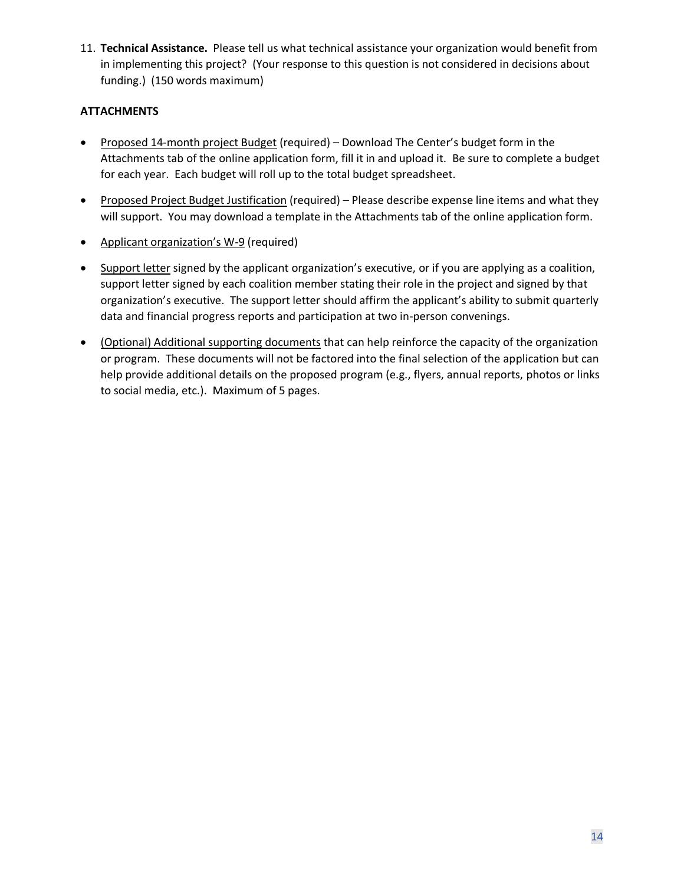11. **Technical Assistance.** Please tell us what technical assistance your organization would benefit from in implementing this project? (Your response to this question is not considered in decisions about funding.) (150 words maximum)

**ATTACHMENTS**

- Proposed 14-month project Budget (required) – Download The Center's budget form in the Attachments tab of the online application form, fill it in and upload it. Be sure to complete a budget for each year. Each budget will roll up to the total budget spreadsheet.
- Proposed Project Budget Justification (required) – Please describe expense line items and what they will support. You may download a template in the Attachments tab of the online application form.
- Applicant organization's W-9 (required)
- Support letter signed by the applicant organization's executive, or if you are applying as a coalition, support letter signed by each coalition member stating their role in the project and signed by that organization's executive. The support letter should affirm the applicant's ability to submit quarterly data and financial progress reports and participation at two in-person convenings.
- (Optional) Additional supporting documents that can help reinforce the capacity of the organization or program. These documents will not be factored into the final selection of the application but can help provide additional details on the proposed program (e.g., flyers, annual reports, photos or links to social media, etc.). Maximum of 5 pages.